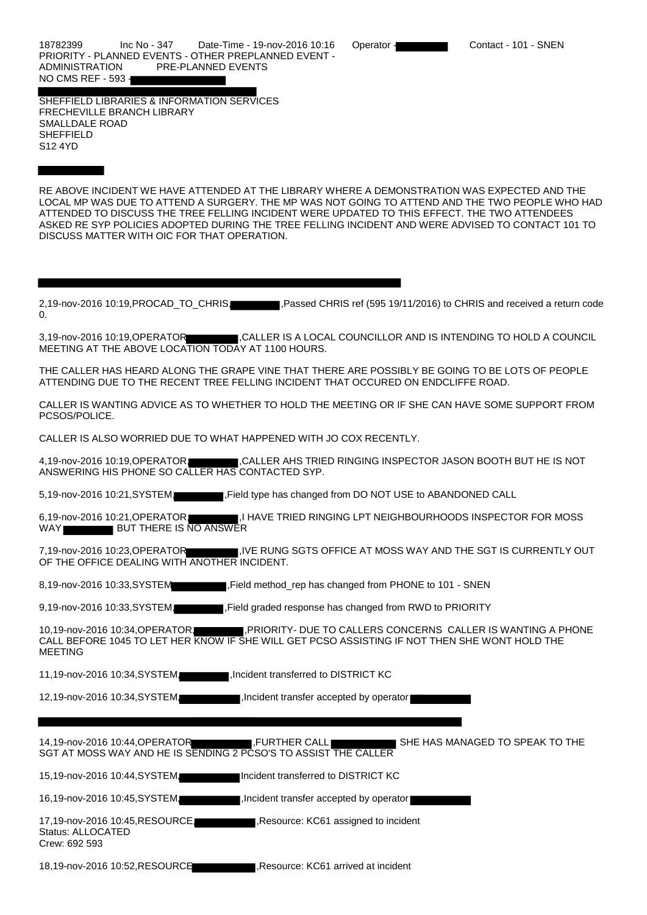18782399 Inc No - 347 Date-Time - 19-nov-2016 10:16 Operator - Contact - 101 - SNEN
PRIORITY - PLANNED EVENTS - OTHER PREPLANNED EVENT -
ADMINISTRATION PRE-PLANNED EVENTS
NO CMS REF - 593 -

SHEFFIELD LIBRARIES & INFORMATION SERVICES
FRECHEVILLE BRANCH LIBRARY
SMALLDALE ROAD
SHEFFIELD
S12 4YD

RE ABOVE INCIDENT WE HAVE ATTENDED AT THE LIBRARY WHERE A DEMONSTRATION WAS EXPECTED AND THE LOCAL MP WAS DUE TO ATTEND A SURGERY. THE MP WAS NOT GOING TO ATTEND AND THE TWO PEOPLE WHO HAD ATTENDED TO DISCUSS THE TREE FELLING INCIDENT WERE UPDATED TO THIS EFFECT. THE TWO ATTENDEES ASKED RE SYP POLICIES ADOPTED DURING THE TREE FELLING INCIDENT AND WERE ADVISED TO CONTACT 101 TO DISCUSS MATTER WITH OIC FOR THAT OPERATION.

2,19-nov-2016 10:19,PROCAD_TO_CHRIS, ,Passed CHRIS ref (595 19/11/2016) to CHRIS and received a return code 0.

3,19-nov-2016 10:19,OPERATOR ,CALLER IS A LOCAL COUNCILLOR AND IS INTENDING TO HOLD A COUNCIL MEETING AT THE ABOVE LOCATION TODAY AT 1100 HOURS.

THE CALLER HAS HEARD ALONG THE GRAPE VINE THAT THERE ARE POSSIBLY BE GOING TO BE LOTS OF PEOPLE ATTENDING DUE TO THE RECENT TREE FELLING INCIDENT THAT OCCURED ON ENDCLIFFE ROAD.

CALLER IS WANTING ADVICE AS TO WHETHER TO HOLD THE MEETING OR IF SHE CAN HAVE SOME SUPPORT FROM PCSOS/POLICE.

CALLER IS ALSO WORRIED DUE TO WHAT HAPPENED WITH JO COX RECENTLY.

4,19-nov-2016 10:19,OPERATOR, ,CALLER AHS TRIED RINGING INSPECTOR JASON BOOTH BUT HE IS NOT ANSWERING HIS PHONE SO CALLER HAS CONTACTED SYP.

5,19-nov-2016 10:21,SYSTEM, ,Field type has changed from DO NOT USE to ABANDONED CALL

6,19-nov-2016 10:21,OPERATOR, ,I HAVE TRIED RINGING LPT NEIGHBOURHOODS INSPECTOR FOR MOSS WAY BUT THERE IS NO ANSWER

7,19-nov-2016 10:23,OPERATOR ,IVE RUNG SGTS OFFICE AT MOSS WAY AND THE SGT IS CURRENTLY OUT OF THE OFFICE DEALING WITH ANOTHER INCIDENT.

8,19-nov-2016 10:33,SYSTEM ,Field method_rep has changed from PHONE to 101 - SNEN

9,19-nov-2016 10:33,SYSTEM, ,Field graded response has changed from RWD to PRIORITY

10,19-nov-2016 10:34,OPERATOR, ,PRIORITY- DUE TO CALLERS CONCERNS CALLER IS WANTING A PHONE CALL BEFORE 1045 TO LET HER KNOW IF SHE WILL GET PCSO ASSISTING IF NOT THEN SHE WONT HOLD THE MEETING

11,19-nov-2016 10:34,SYSTEM, ,Incident transferred to DISTRICT KC

12,19-nov-2016 10:34,SYSTEM, ,Incident transfer accepted by operator

14,19-nov-2016 10:44,OPERATOR ,FURTHER CALL SHE HAS MANAGED TO SPEAK TO THE SGT AT MOSS WAY AND HE IS SENDING 2 PCSO'S TO ASSIST THE CALLER

15,19-nov-2016 10:44,SYSTEM, Incident transferred to DISTRICT KC

16,19-nov-2016 10:45,SYSTEM, ,Incident transfer accepted by operator

17,19-nov-2016 10:45,RESOURCE, ,Resource: KC61 assigned to incident
Status: ALLOCATED
Crew: 692 593

18,19-nov-2016 10:52,RESOURCE ,Resource: KC61 arrived at incident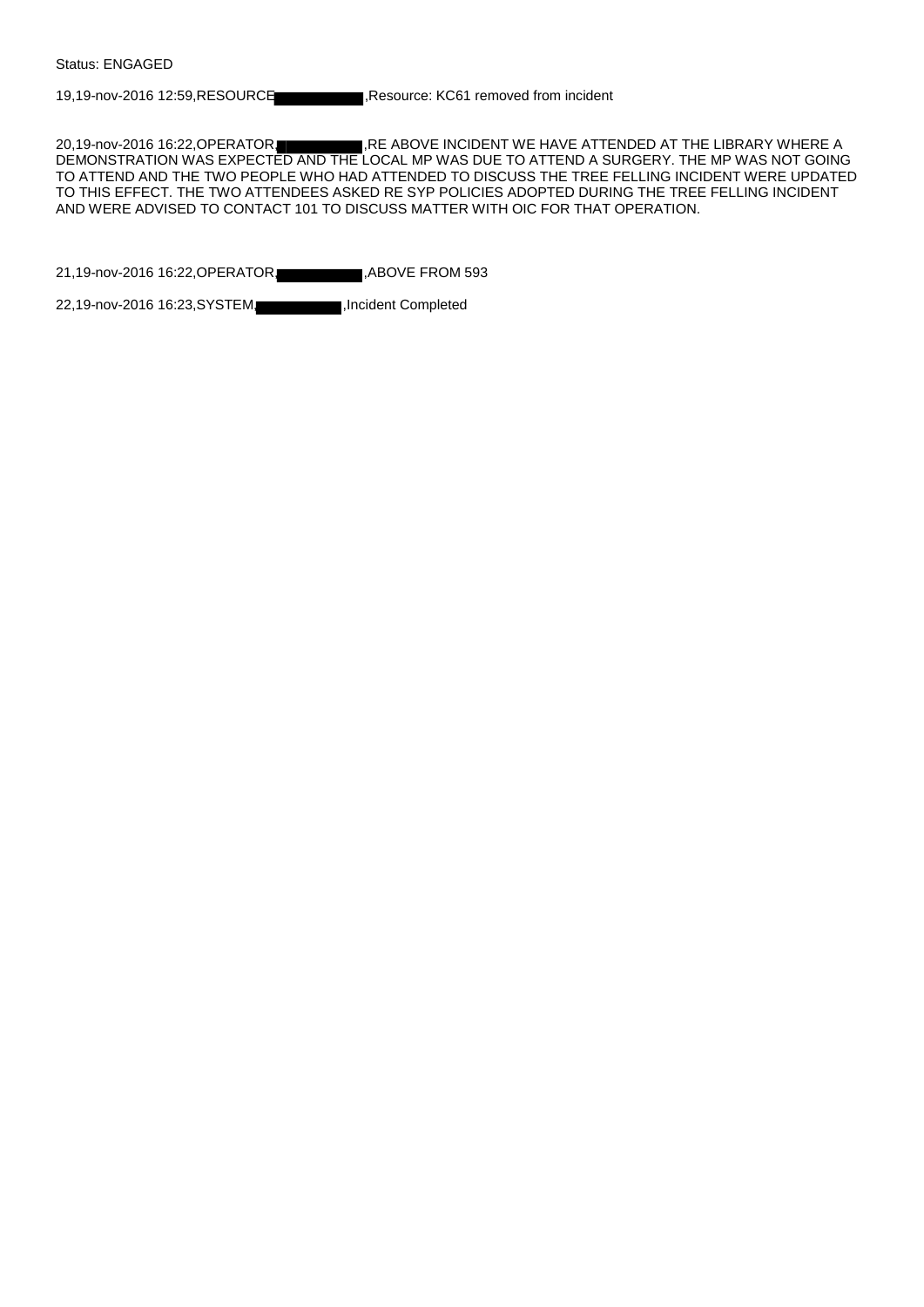Status: ENGAGED

19,19-nov-2016 12:59,RESOURCE,█████,Resource: KC61 removed from incident

20,19-nov-2016 16:22,OPERATOR,█████,RE ABOVE INCIDENT WE HAVE ATTENDED AT THE LIBRARY WHERE A DEMONSTRATION WAS EXPECTED AND THE LOCAL MP WAS DUE TO ATTEND A SURGERY. THE MP WAS NOT GOING TO ATTEND AND THE TWO PEOPLE WHO HAD ATTENDED TO DISCUSS THE TREE FELLING INCIDENT WERE UPDATED TO THIS EFFECT. THE TWO ATTENDEES ASKED RE SYP POLICIES ADOPTED DURING THE TREE FELLING INCIDENT AND WERE ADVISED TO CONTACT 101 TO DISCUSS MATTER WITH OIC FOR THAT OPERATION.

21,19-nov-2016 16:22,OPERATOR,█████,ABOVE FROM 593

22,19-nov-2016 16:23,SYSTEM,█████,Incident Completed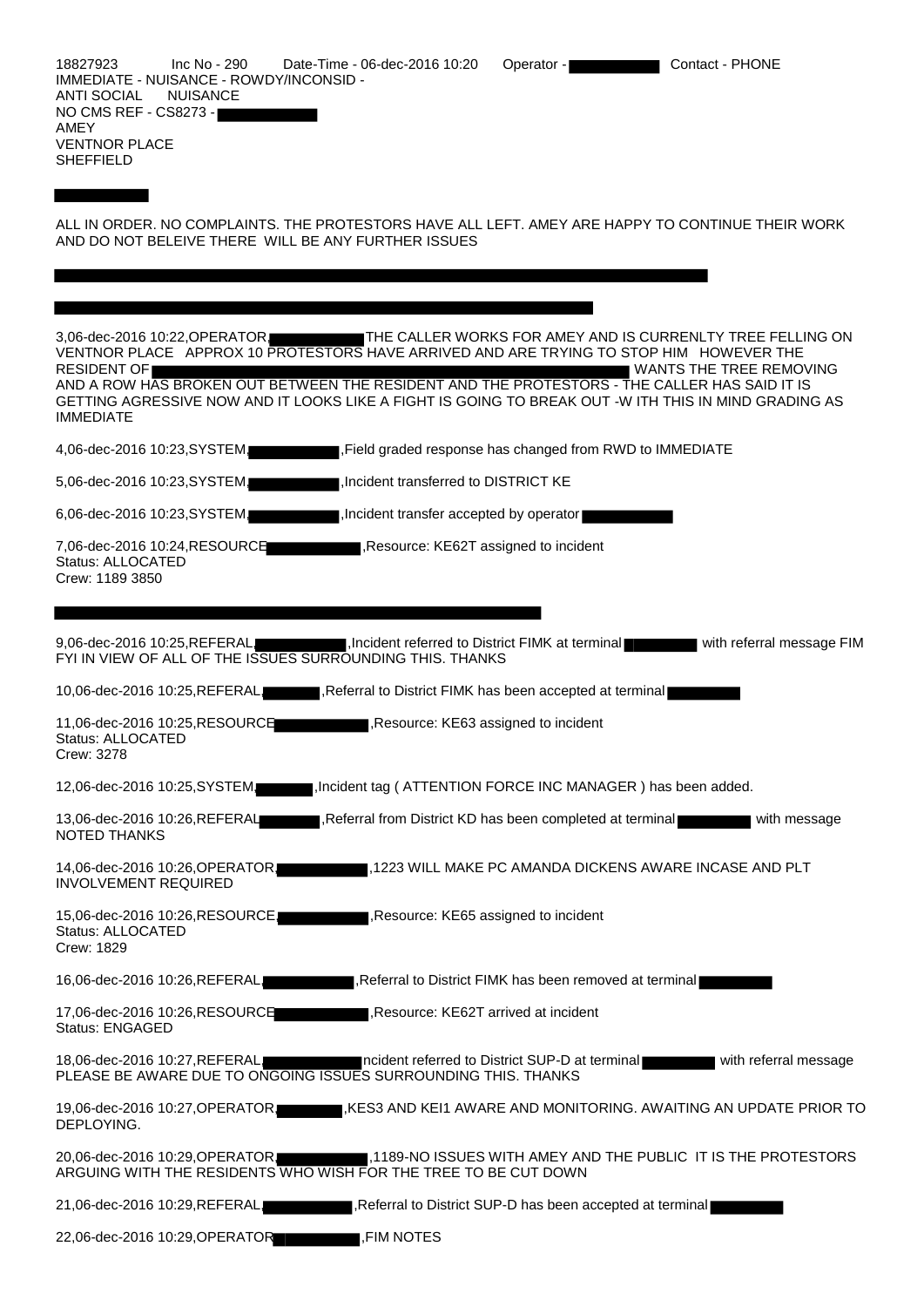18827923 Inc No - 290 Date-Time - 06-dec-2016 10:20 Operator - Contact - PHONE
IMMEDIATE - NUISANCE - ROWDY/INCONSID -
ANTI SOCIAL NUISANCE
NO CMS REF - CS8273 -
AMEY
VENTNOR PLACE
SHEFFIELD

ALL IN ORDER. NO COMPLAINTS. THE PROTESTORS HAVE ALL LEFT. AMEY ARE HAPPY TO CONTINUE THEIR WORK AND DO NOT BELEIVE THERE WILL BE ANY FURTHER ISSUES

3,06-dec-2016 10:22,OPERATOR, THE CALLER WORKS FOR AMEY AND IS CURRENLTY TREE FELLING ON VENTNOR PLACE APPROX 10 PROTESTORS HAVE ARRIVED AND ARE TRYING TO STOP HIM HOWEVER THE RESIDENT OF WANTS THE TREE REMOVING AND A ROW HAS BROKEN OUT BETWEEN THE RESIDENT AND THE PROTESTORS - THE CALLER HAS SAID IT IS GETTING AGRESSIVE NOW AND IT LOOKS LIKE A FIGHT IS GOING TO BREAK OUT -W ITH THIS IN MIND GRADING AS IMMEDIATE

4,06-dec-2016 10:23,SYSTEM, ,Field graded response has changed from RWD to IMMEDIATE

5,06-dec-2016 10:23,SYSTEM, ,Incident transferred to DISTRICT KE

6,06-dec-2016 10:23,SYSTEM, ,Incident transfer accepted by operator

7,06-dec-2016 10:24,RESOURCE ,Resource: KE62T assigned to incident
Status: ALLOCATED
Crew: 1189 3850

9,06-dec-2016 10:25,REFERAL, ,Incident referred to District FIMK at terminal with referral message FIM FYI IN VIEW OF ALL OF THE ISSUES SURROUNDING THIS. THANKS

10,06-dec-2016 10:25,REFERAL, ,Referral to District FIMK has been accepted at terminal

11,06-dec-2016 10:25,RESOURCE ,Resource: KE63 assigned to incident
Status: ALLOCATED
Crew: 3278

12,06-dec-2016 10:25,SYSTEM, ,Incident tag ( ATTENTION FORCE INC MANAGER ) has been added.

13,06-dec-2016 10:26,REFERAL ,Referral from District KD has been completed at terminal with message NOTED THANKS

14,06-dec-2016 10:26,OPERATOR, ,1223 WILL MAKE PC AMANDA DICKENS AWARE INCASE AND PLT INVOLVEMENT REQUIRED

15,06-dec-2016 10:26,RESOURCE, ,Resource: KE65 assigned to incident
Status: ALLOCATED
Crew: 1829

16,06-dec-2016 10:26,REFERAL, ,Referral to District FIMK has been removed at terminal

17,06-dec-2016 10:26,RESOURCE ,Resource: KE62T arrived at incident
Status: ENGAGED

18,06-dec-2016 10:27,REFERAL, ncident referred to District SUP-D at terminal with referral message PLEASE BE AWARE DUE TO ONGOING ISSUES SURROUNDING THIS. THANKS

19,06-dec-2016 10:27,OPERATOR, ,KES3 AND KEI1 AWARE AND MONITORING. AWAITING AN UPDATE PRIOR TO DEPLOYING.

20,06-dec-2016 10:29,OPERATOR, ,1189-NO ISSUES WITH AMEY AND THE PUBLIC IT IS THE PROTESTORS ARGUING WITH THE RESIDENTS WHO WISH FOR THE TREE TO BE CUT DOWN

21,06-dec-2016 10:29,REFERAL, ,Referral to District SUP-D has been accepted at terminal

22,06-dec-2016 10:29,OPERATOR ,FIM NOTES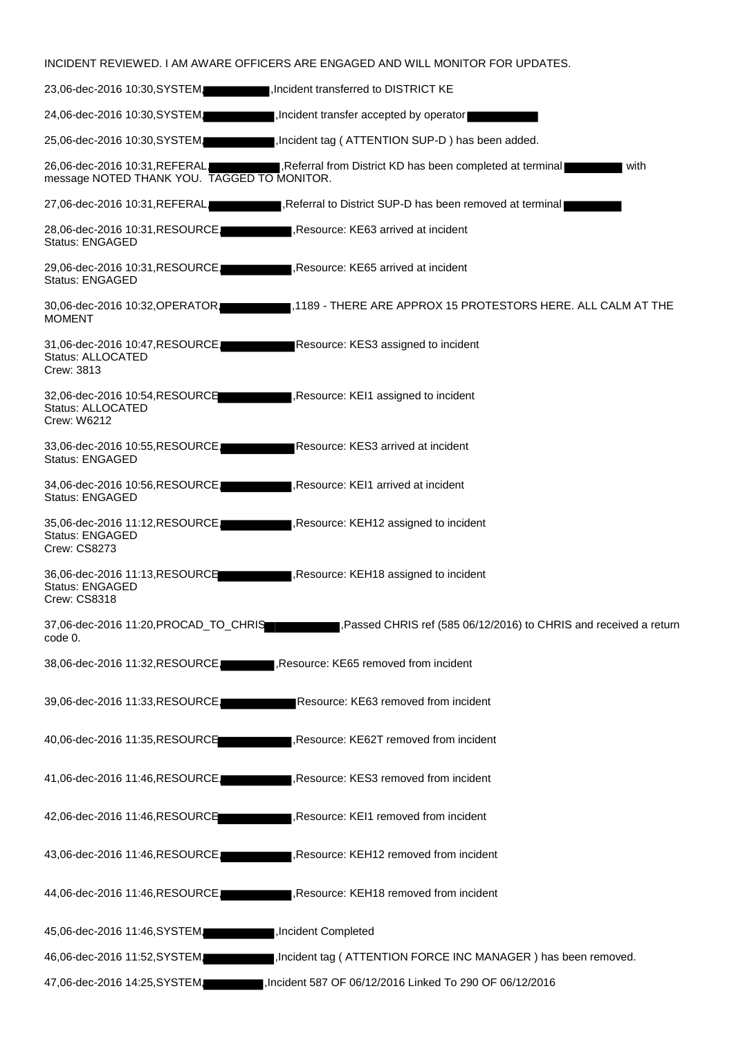INCIDENT REVIEWED. I AM AWARE OFFICERS ARE ENGAGED AND WILL MONITOR FOR UPDATES.

23,06-dec-2016 10:30,SYSTEM, ,Incident transferred to DISTRICT KE

24,06-dec-2016 10:30,SYSTEM, ,Incident transfer accepted by operator

25,06-dec-2016 10:30,SYSTEM, ,Incident tag ( ATTENTION SUP-D ) has been added.

26,06-dec-2016 10:31,REFERAL, ,Referral from District KD has been completed at terminal with message NOTED THANK YOU. TAGGED TO MONITOR.

27,06-dec-2016 10:31,REFERAL, ,Referral to District SUP-D has been removed at terminal

28,06-dec-2016 10:31,RESOURCE, ,Resource: KE63 arrived at incident
Status: ENGAGED

29,06-dec-2016 10:31,RESOURCE, ,Resource: KE65 arrived at incident
Status: ENGAGED

30,06-dec-2016 10:32,OPERATOR, ,1189 - THERE ARE APPROX 15 PROTESTORS HERE. ALL CALM AT THE MOMENT

31,06-dec-2016 10:47,RESOURCE, Resource: KES3 assigned to incident
Status: ALLOCATED
Crew: 3813

32,06-dec-2016 10:54,RESOURCE ,Resource: KEI1 assigned to incident
Status: ALLOCATED
Crew: W6212

33,06-dec-2016 10:55,RESOURCE, Resource: KES3 arrived at incident
Status: ENGAGED

34,06-dec-2016 10:56,RESOURCE, ,Resource: KEI1 arrived at incident
Status: ENGAGED

35,06-dec-2016 11:12,RESOURCE, ,Resource: KEH12 assigned to incident
Status: ENGAGED
Crew: CS8273

36,06-dec-2016 11:13,RESOURCE ,Resource: KEH18 assigned to incident
Status: ENGAGED
Crew: CS8318

37,06-dec-2016 11:20,PROCAD_TO_CHRIS ,Passed CHRIS ref (585 06/12/2016) to CHRIS and received a return code 0.

38,06-dec-2016 11:32,RESOURCE, ,Resource: KE65 removed from incident

39,06-dec-2016 11:33,RESOURCE, Resource: KE63 removed from incident

40,06-dec-2016 11:35,RESOURCE ,Resource: KE62T removed from incident

41,06-dec-2016 11:46,RESOURCE, ,Resource: KES3 removed from incident

42,06-dec-2016 11:46,RESOURCE ,Resource: KEI1 removed from incident

43,06-dec-2016 11:46,RESOURCE, ,Resource: KEH12 removed from incident

44,06-dec-2016 11:46,RESOURCE, ,Resource: KEH18 removed from incident

45,06-dec-2016 11:46,SYSTEM, ,Incident Completed

46,06-dec-2016 11:52,SYSTEM, ,Incident tag ( ATTENTION FORCE INC MANAGER ) has been removed.

47,06-dec-2016 14:25,SYSTEM, ,Incident 587 OF 06/12/2016 Linked To 290 OF 06/12/2016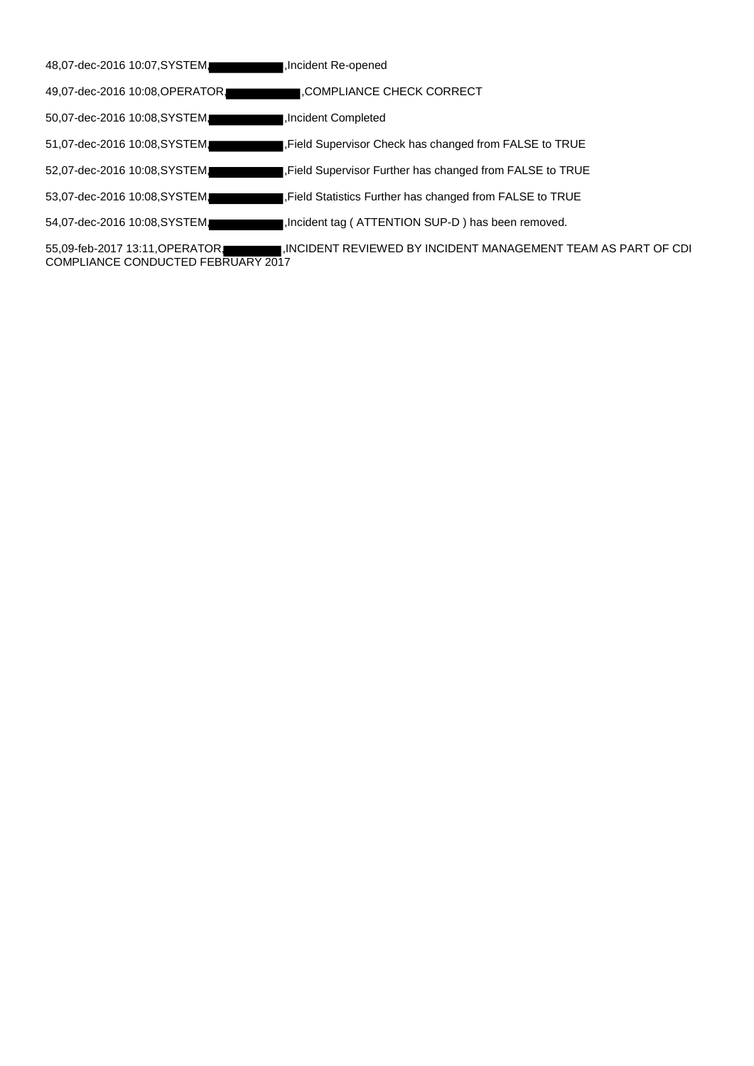48,07-dec-2016 10:07,SYSTEM, ,Incident Re-opened

49,07-dec-2016 10:08,OPERATOR, ,COMPLIANCE CHECK CORRECT

50,07-dec-2016 10:08,SYSTEM, ,Incident Completed

51,07-dec-2016 10:08,SYSTEM, ,Field Supervisor Check has changed from FALSE to TRUE

52,07-dec-2016 10:08,SYSTEM, ,Field Supervisor Further has changed from FALSE to TRUE

53,07-dec-2016 10:08,SYSTEM, ,Field Statistics Further has changed from FALSE to TRUE

54,07-dec-2016 10:08,SYSTEM, ,Incident tag ( ATTENTION SUP-D ) has been removed.

55,09-feb-2017 13:11,OPERATOR, ,INCIDENT REVIEWED BY INCIDENT MANAGEMENT TEAM AS PART OF CDI COMPLIANCE CONDUCTED FEBRUARY 2017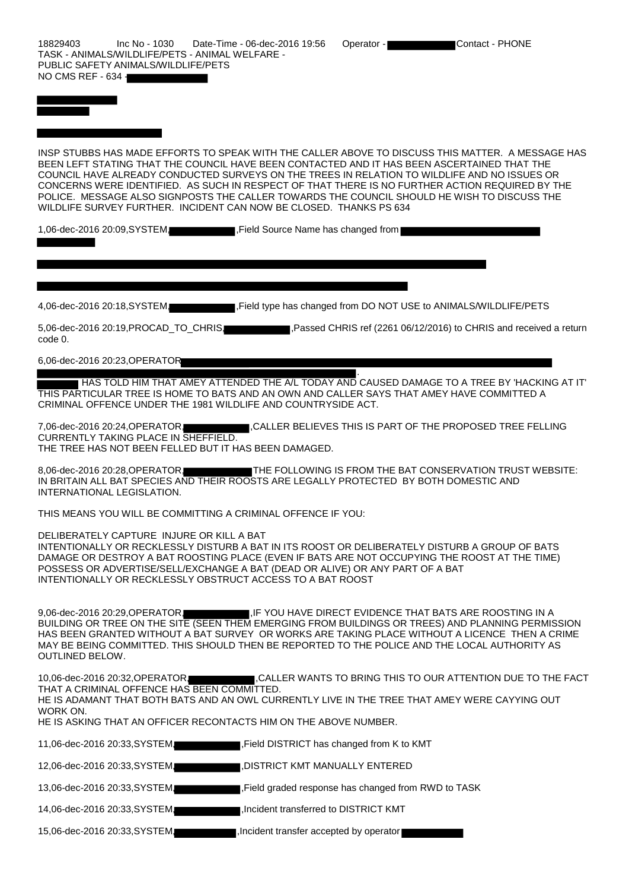18829403 Inc No - 1030 Date-Time - 06-dec-2016 19:56 Operator - Contact - PHONE
TASK - ANIMALS/WILDLIFE/PETS - ANIMAL WELFARE -
PUBLIC SAFETY ANIMALS/WILDLIFE/PETS
NO CMS REF - 634 -

INSP STUBBS HAS MADE EFFORTS TO SPEAK WITH THE CALLER ABOVE TO DISCUSS THIS MATTER. A MESSAGE HAS BEEN LEFT STATING THAT THE COUNCIL HAVE BEEN CONTACTED AND IT HAS BEEN ASCERTAINED THAT THE COUNCIL HAVE ALREADY CONDUCTED SURVEYS ON THE TREES IN RELATION TO WILDLIFE AND NO ISSUES OR CONCERNS WERE IDENTIFIED. AS SUCH IN RESPECT OF THAT THERE IS NO FURTHER ACTION REQUIRED BY THE POLICE. MESSAGE ALSO SIGNPOSTS THE CALLER TOWARDS THE COUNCIL SHOULD HE WISH TO DISCUSS THE WILDLIFE SURVEY FURTHER. INCIDENT CAN NOW BE CLOSED. THANKS PS 634

1,06-dec-2016 20:09,SYSTEM, ,Field Source Name has changed from

4,06-dec-2016 20:18,SYSTEM, ,Field type has changed from DO NOT USE to ANIMALS/WILDLIFE/PETS

5,06-dec-2016 20:19,PROCAD_TO_CHRIS, ,Passed CHRIS ref (2261 06/12/2016) to CHRIS and received a return code 0.

6,06-dec-2016 20:23,OPERATOR

.

HAS TOLD HIM THAT AMEY ATTENDED THE A/L TODAY AND CAUSED DAMAGE TO A TREE BY 'HACKING AT IT' THIS PARTICULAR TREE IS HOME TO BATS AND AN OWN AND CALLER SAYS THAT AMEY HAVE COMMITTED A CRIMINAL OFFENCE UNDER THE 1981 WILDLIFE AND COUNTRYSIDE ACT.

7,06-dec-2016 20:24,OPERATOR, ,CALLER BELIEVES THIS IS PART OF THE PROPOSED TREE FELLING CURRENTLY TAKING PLACE IN SHEFFIELD.
THE TREE HAS NOT BEEN FELLED BUT IT HAS BEEN DAMAGED.

8,06-dec-2016 20:28,OPERATOR, THE FOLLOWING IS FROM THE BAT CONSERVATION TRUST WEBSITE:
IN BRITAIN ALL BAT SPECIES AND THEIR ROOSTS ARE LEGALLY PROTECTED BY BOTH DOMESTIC AND INTERNATIONAL LEGISLATION.

THIS MEANS YOU WILL BE COMMITTING A CRIMINAL OFFENCE IF YOU:

DELIBERATELY CAPTURE INJURE OR KILL A BAT
INTENTIONALLY OR RECKLESSLY DISTURB A BAT IN ITS ROOST OR DELIBERATELY DISTURB A GROUP OF BATS
DAMAGE OR DESTROY A BAT ROOSTING PLACE (EVEN IF BATS ARE NOT OCCUPYING THE ROOST AT THE TIME)
POSSESS OR ADVERTISE/SELL/EXCHANGE A BAT (DEAD OR ALIVE) OR ANY PART OF A BAT
INTENTIONALLY OR RECKLESSLY OBSTRUCT ACCESS TO A BAT ROOST

9,06-dec-2016 20:29,OPERATOR, ,IF YOU HAVE DIRECT EVIDENCE THAT BATS ARE ROOSTING IN A BUILDING OR TREE ON THE SITE (SEEN THEM EMERGING FROM BUILDINGS OR TREES) AND PLANNING PERMISSION HAS BEEN GRANTED WITHOUT A BAT SURVEY OR WORKS ARE TAKING PLACE WITHOUT A LICENCE THEN A CRIME MAY BE BEING COMMITTED. THIS SHOULD THEN BE REPORTED TO THE POLICE AND THE LOCAL AUTHORITY AS OUTLINED BELOW.

10,06-dec-2016 20:32,OPERATOR, ,CALLER WANTS TO BRING THIS TO OUR ATTENTION DUE TO THE FACT THAT A CRIMINAL OFFENCE HAS BEEN COMMITTED.
HE IS ADAMANT THAT BOTH BATS AND AN OWL CURRENTLY LIVE IN THE TREE THAT AMEY WERE CAYYING OUT WORK ON.
HE IS ASKING THAT AN OFFICER RECONTACTS HIM ON THE ABOVE NUMBER.

11,06-dec-2016 20:33,SYSTEM, ,Field DISTRICT has changed from K to KMT

12,06-dec-2016 20:33,SYSTEM, ,DISTRICT KMT MANUALLY ENTERED

13,06-dec-2016 20:33,SYSTEM, ,Field graded response has changed from RWD to TASK

14,06-dec-2016 20:33,SYSTEM, ,Incident transferred to DISTRICT KMT

15,06-dec-2016 20:33,SYSTEM, ,Incident transfer accepted by operator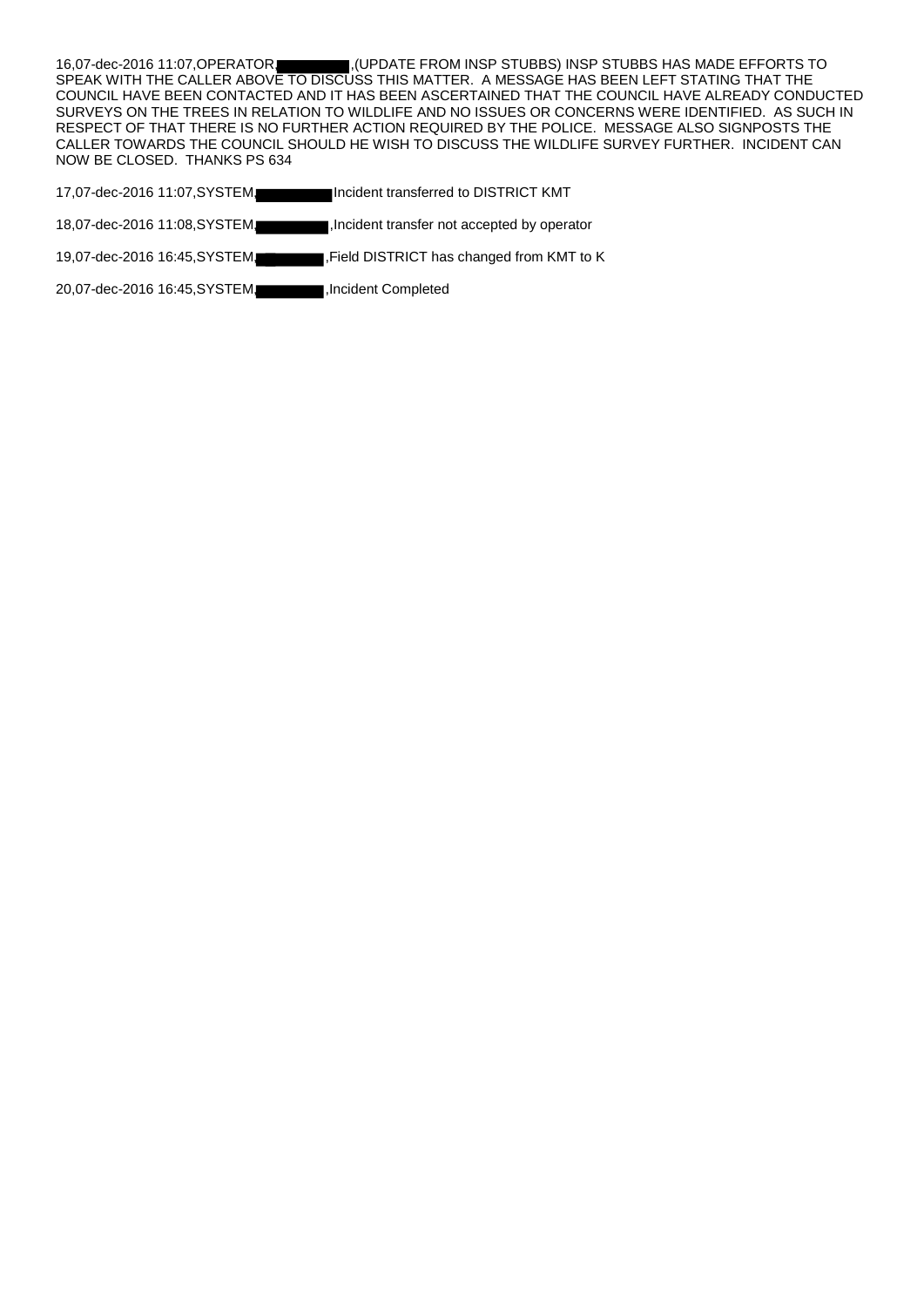16,07-dec-2016 11:07,OPERATOR, ,(UPDATE FROM INSP STUBBS) INSP STUBBS HAS MADE EFFORTS TO SPEAK WITH THE CALLER ABOVE TO DISCUSS THIS MATTER. A MESSAGE HAS BEEN LEFT STATING THAT THE COUNCIL HAVE BEEN CONTACTED AND IT HAS BEEN ASCERTAINED THAT THE COUNCIL HAVE ALREADY CONDUCTED SURVEYS ON THE TREES IN RELATION TO WILDLIFE AND NO ISSUES OR CONCERNS WERE IDENTIFIED. AS SUCH IN RESPECT OF THAT THERE IS NO FURTHER ACTION REQUIRED BY THE POLICE. MESSAGE ALSO SIGNPOSTS THE CALLER TOWARDS THE COUNCIL SHOULD HE WISH TO DISCUSS THE WILDLIFE SURVEY FURTHER. INCIDENT CAN NOW BE CLOSED. THANKS PS 634

17,07-dec-2016 11:07,SYSTEM, Incident transferred to DISTRICT KMT

18,07-dec-2016 11:08,SYSTEM, ,Incident transfer not accepted by operator

19,07-dec-2016 16:45,SYSTEM, ,Field DISTRICT has changed from KMT to K

20,07-dec-2016 16:45,SYSTEM, ,Incident Completed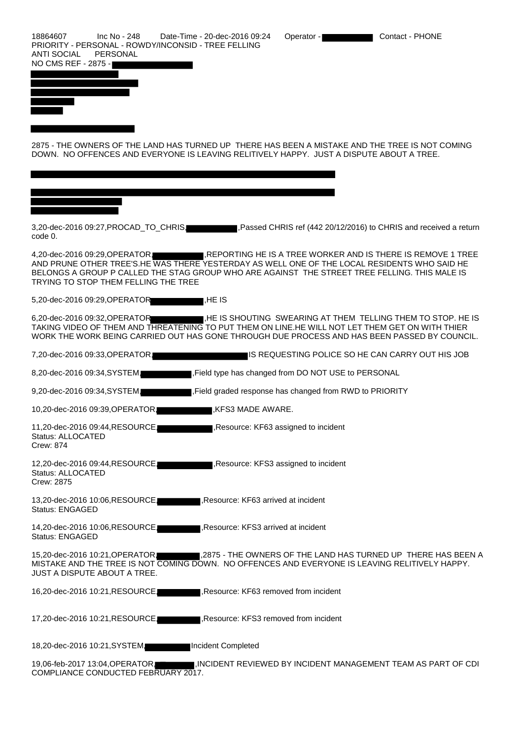18864607 Inc No - 248 Date-Time - 20-dec-2016 09:24 Operator - Contact - PHONE
PRIORITY - PERSONAL - ROWDY/INCONSID - TREE FELLING
ANTI SOCIAL PERSONAL
NO CMS REF - 2875 -

2875 - THE OWNERS OF THE LAND HAS TURNED UP THERE HAS BEEN A MISTAKE AND THE TREE IS NOT COMING DOWN. NO OFFENCES AND EVERYONE IS LEAVING RELITIVELY HAPPY. JUST A DISPUTE ABOUT A TREE.

3,20-dec-2016 09:27,PROCAD_TO_CHRIS, ,Passed CHRIS ref (442 20/12/2016) to CHRIS and received a return code 0.

4,20-dec-2016 09:29,OPERATOR, ,REPORTING HE IS A TREE WORKER AND IS THERE IS REMOVE 1 TREE AND PRUNE OTHER TREE'S.HE WAS THERE YESTERDAY AS WELL ONE OF THE LOCAL RESIDENTS WHO SAID HE BELONGS A GROUP P CALLED THE STAG GROUP WHO ARE AGAINST THE STREET TREE FELLING. THIS MALE IS TRYING TO STOP THEM FELLING THE TREE

5,20-dec-2016 09:29,OPERATOR, ,HE IS

6,20-dec-2016 09:32,OPERATOR, ,HE IS SHOUTING SWEARING AT THEM TELLING THEM TO STOP. HE IS TAKING VIDEO OF THEM AND THREATENING TO PUT THEM ON LINE.HE WILL NOT LET THEM GET ON WITH THIER WORK THE WORK BEING CARRIED OUT HAS GONE THROUGH DUE PROCESS AND HAS BEEN PASSED BY COUNCIL.

7,20-dec-2016 09:33,OPERATOR, IS REQUESTING POLICE SO HE CAN CARRY OUT HIS JOB

8,20-dec-2016 09:34,SYSTEM, ,Field type has changed from DO NOT USE to PERSONAL

9,20-dec-2016 09:34,SYSTEM, ,Field graded response has changed from RWD to PRIORITY

10,20-dec-2016 09:39,OPERATOR, ,KFS3 MADE AWARE.

11,20-dec-2016 09:44,RESOURCE, ,Resource: KF63 assigned to incident
Status: ALLOCATED
Crew: 874

12,20-dec-2016 09:44,RESOURCE, ,Resource: KFS3 assigned to incident
Status: ALLOCATED
Crew: 2875

13,20-dec-2016 10:06,RESOURCE, ,Resource: KF63 arrived at incident
Status: ENGAGED

14,20-dec-2016 10:06,RESOURCE, ,Resource: KFS3 arrived at incident
Status: ENGAGED

15,20-dec-2016 10:21,OPERATOR, ,2875 - THE OWNERS OF THE LAND HAS TURNED UP THERE HAS BEEN A MISTAKE AND THE TREE IS NOT COMING DOWN. NO OFFENCES AND EVERYONE IS LEAVING RELITIVELY HAPPY. JUST A DISPUTE ABOUT A TREE.

16,20-dec-2016 10:21,RESOURCE, ,Resource: KF63 removed from incident

17,20-dec-2016 10:21,RESOURCE, ,Resource: KFS3 removed from incident

18,20-dec-2016 10:21,SYSTEM, Incident Completed

19,06-feb-2017 13:04,OPERATOR, ,INCIDENT REVIEWED BY INCIDENT MANAGEMENT TEAM AS PART OF CDI COMPLIANCE CONDUCTED FEBRUARY 2017.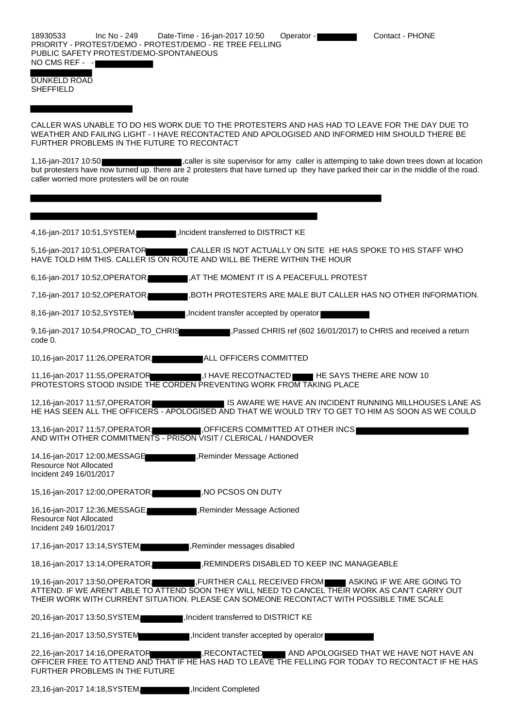18930533 Inc No - 249 Date-Time - 16-jan-2017 10:50 Operator - Contact - PHONE
PRIORITY - PROTEST/DEMO - PROTEST/DEMO - RE TREE FELLING
PUBLIC SAFETY PROTEST/DEMO-SPONTANEOUS
NO CMS REF - -

DUNKELD ROAD
SHEFFIELD

CALLER WAS UNABLE TO DO HIS WORK DUE TO THE PROTESTERS AND HAS HAD TO LEAVE FOR THE DAY DUE TO WEATHER AND FAILING LIGHT - I HAVE RECONTACTED AND APOLOGISED AND INFORMED HIM SHOULD THERE BE FURTHER PROBLEMS IN THE FUTURE TO RECONTACT

1,16-jan-2017 10:50, ,caller is site supervisor for amy caller is attemping to take down trees down at location but protesters have now turned up. there are 2 protesters that have turned up they have parked their car in the middle of the road. caller worried more protesters will be on route

4,16-jan-2017 10:51,SYSTEM, ,Incident transferred to DISTRICT KE

5,16-jan-2017 10:51,OPERATOR, ,CALLER IS NOT ACTUALLY ON SITE HE HAS SPOKE TO HIS STAFF WHO HAVE TOLD HIM THIS. CALLER IS ON ROUTE AND WILL BE THERE WITHIN THE HOUR

6,16-jan-2017 10:52,OPERATOR, ,AT THE MOMENT IT IS A PEACEFULL PROTEST

7,16-jan-2017 10:52,OPERATOR, ,BOTH PROTESTERS ARE MALE BUT CALLER HAS NO OTHER INFORMATION.

8,16-jan-2017 10:52,SYSTEM, ,Incident transfer accepted by operator

9,16-jan-2017 10:54,PROCAD_TO_CHRIS, ,Passed CHRIS ref (602 16/01/2017) to CHRIS and received a return code 0.

10,16-jan-2017 11:26,OPERATOR, ALL OFFICERS COMMITTED

11,16-jan-2017 11:55,OPERATOR, ,I HAVE RECOTNACTED HE SAYS THERE ARE NOW 10 PROTESTORS STOOD INSIDE THE CORDEN PREVENTING WORK FROM TAKING PLACE

12,16-jan-2017 11:57,OPERATOR, IS AWARE WE HAVE AN INCIDENT RUNNING MILLHOUSES LANE AS HE HAS SEEN ALL THE OFFICERS - APOLOGISED AND THAT WE WOULD TRY TO GET TO HIM AS SOON AS WE COULD

13,16-jan-2017 11:57,OPERATOR, ,OFFICERS COMMITTED AT OTHER INCS AND WITH OTHER COMMITMENTS - PRISON VISIT / CLERICAL / HANDOVER

14,16-jan-2017 12:00,MESSAGE, ,Reminder Message Actioned
Resource Not Allocated
Incident 249 16/01/2017

15,16-jan-2017 12:00,OPERATOR, ,NO PCSOS ON DUTY

16,16-jan-2017 12:36,MESSAGE, ,Reminder Message Actioned
Resource Not Allocated
Incident 249 16/01/2017

17,16-jan-2017 13:14,SYSTEM, ,Reminder messages disabled

18,16-jan-2017 13:14,OPERATOR, ,REMINDERS DISABLED TO KEEP INC MANAGEABLE

19,16-jan-2017 13:50,OPERATOR, ,FURTHER CALL RECEIVED FROM ASKING IF WE ARE GOING TO ATTEND. IF WE AREN'T ABLE TO ATTEND SOON THEY WILL NEED TO CANCEL THEIR WORK AS CAN'T CARRY OUT THEIR WORK WITH CURRENT SITUATION. PLEASE CAN SOMEONE RECONTACT WITH POSSIBLE TIME SCALE

20,16-jan-2017 13:50,SYSTEM, ,Incident transferred to DISTRICT KE

21,16-jan-2017 13:50,SYSTEM, ,Incident transfer accepted by operator

22,16-jan-2017 14:16,OPERATOR, ,RECONTACTED AND APOLOGISED THAT WE HAVE NOT HAVE AN OFFICER FREE TO ATTEND AND THAT IF HE HAS HAD TO LEAVE THE FELLING FOR TODAY TO RECONTACT IF HE HAS FURTHER PROBLEMS IN THE FUTURE

23,16-jan-2017 14:18,SYSTEM, ,Incident Completed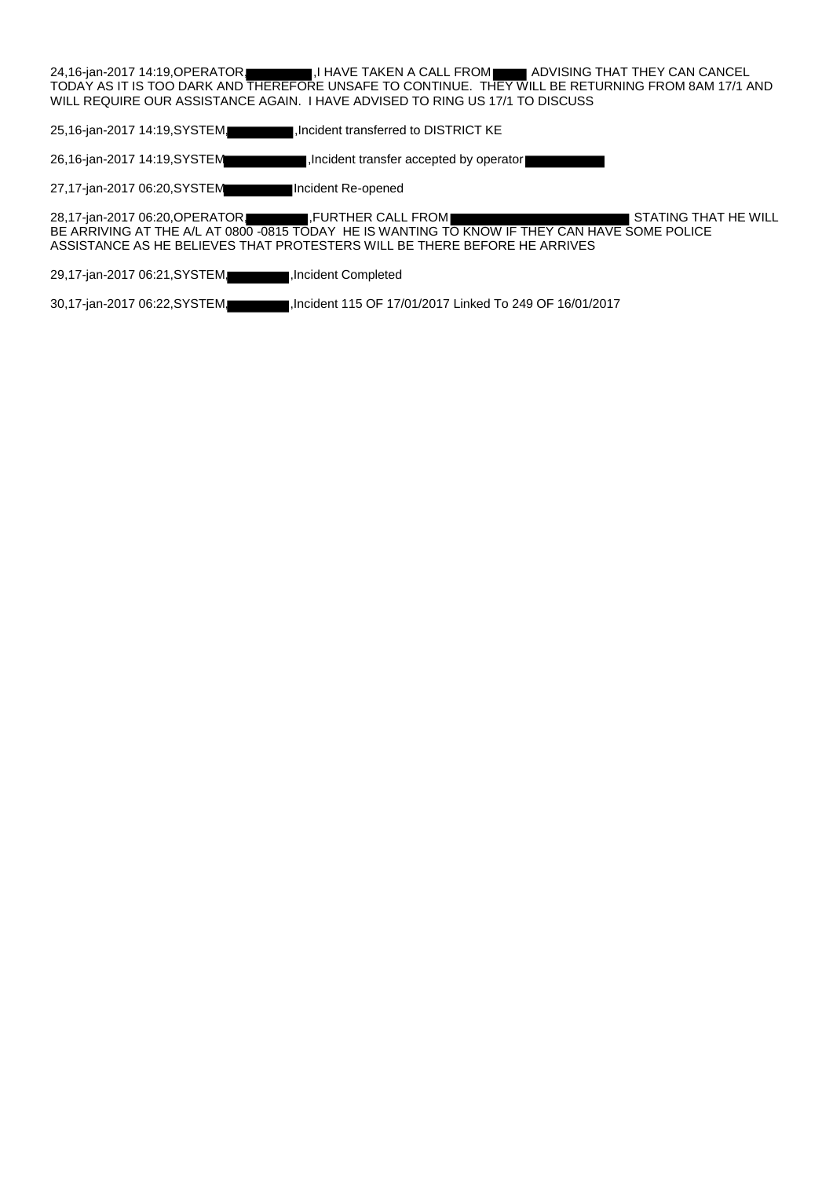24,16-jan-2017 14:19,OPERATOR, ,I HAVE TAKEN A CALL FROM ADVISING THAT THEY CAN CANCEL TODAY AS IT IS TOO DARK AND THEREFORE UNSAFE TO CONTINUE. THEY WILL BE RETURNING FROM 8AM 17/1 AND WILL REQUIRE OUR ASSISTANCE AGAIN. I HAVE ADVISED TO RING US 17/1 TO DISCUSS

25,16-jan-2017 14:19,SYSTEM, ,Incident transferred to DISTRICT KE

26,16-jan-2017 14:19,SYSTEM ,Incident transfer accepted by operator

27,17-jan-2017 06:20,SYSTEM Incident Re-opened

28,17-jan-2017 06:20,OPERATOR, ,FURTHER CALL FROM STATING THAT HE WILL BE ARRIVING AT THE A/L AT 0800 -0815 TODAY HE IS WANTING TO KNOW IF THEY CAN HAVE SOME POLICE ASSISTANCE AS HE BELIEVES THAT PROTESTERS WILL BE THERE BEFORE HE ARRIVES

29,17-jan-2017 06:21,SYSTEM, ,Incident Completed

30,17-jan-2017 06:22,SYSTEM, ,Incident 115 OF 17/01/2017 Linked To 249 OF 16/01/2017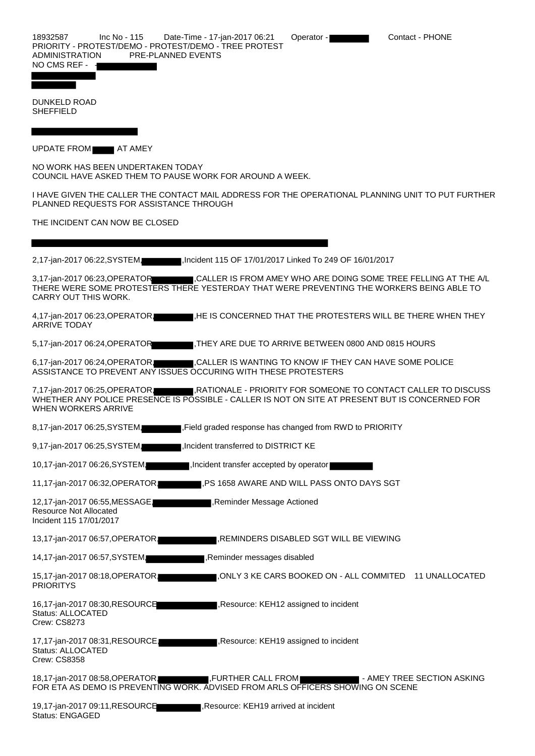18932587 Inc No - 115 Date-Time - 17-jan-2017 06:21 Operator - Contact - PHONE
PRIORITY - PROTEST/DEMO - PROTEST/DEMO - TREE PROTEST
ADMINISTRATION PRE-PLANNED EVENTS
NO CMS REF -

DUNKELD ROAD
SHEFFIELD

UPDATE FROM AT AMEY

NO WORK HAS BEEN UNDERTAKEN TODAY
COUNCIL HAVE ASKED THEM TO PAUSE WORK FOR AROUND A WEEK.

I HAVE GIVEN THE CALLER THE CONTACT MAIL ADDRESS FOR THE OPERATIONAL PLANNING UNIT TO PUT FURTHER PLANNED REQUESTS FOR ASSISTANCE THROUGH

THE INCIDENT CAN NOW BE CLOSED

2,17-jan-2017 06:22,SYSTEM, ,Incident 115 OF 17/01/2017 Linked To 249 OF 16/01/2017

3,17-jan-2017 06:23,OPERATOR, ,CALLER IS FROM AMEY WHO ARE DOING SOME TREE FELLING AT THE A/L THERE WERE SOME PROTESTERS THERE YESTERDAY THAT WERE PREVENTING THE WORKERS BEING ABLE TO CARRY OUT THIS WORK.

4,17-jan-2017 06:23,OPERATOR, ,HE IS CONCERNED THAT THE PROTESTERS WILL BE THERE WHEN THEY ARRIVE TODAY

5,17-jan-2017 06:24,OPERATOR, ,THEY ARE DUE TO ARRIVE BETWEEN 0800 AND 0815 HOURS

6,17-jan-2017 06:24,OPERATOR, ,CALLER IS WANTING TO KNOW IF THEY CAN HAVE SOME POLICE ASSISTANCE TO PREVENT ANY ISSUES OCCURING WITH THESE PROTESTERS

7,17-jan-2017 06:25,OPERATOR, ,RATIONALE - PRIORITY FOR SOMEONE TO CONTACT CALLER TO DISCUSS WHETHER ANY POLICE PRESENCE IS POSSIBLE - CALLER IS NOT ON SITE AT PRESENT BUT IS CONCERNED FOR WHEN WORKERS ARRIVE

8,17-jan-2017 06:25,SYSTEM, ,Field graded response has changed from RWD to PRIORITY

9,17-jan-2017 06:25,SYSTEM, ,Incident transferred to DISTRICT KE

10,17-jan-2017 06:26,SYSTEM, ,Incident transfer accepted by operator

11,17-jan-2017 06:32,OPERATOR, ,PS 1658 AWARE AND WILL PASS ONTO DAYS SGT

12,17-jan-2017 06:55,MESSAGE, ,Reminder Message Actioned
Resource Not Allocated
Incident 115 17/01/2017

13,17-jan-2017 06:57,OPERATOR, ,REMINDERS DISABLED SGT WILL BE VIEWING

14,17-jan-2017 06:57,SYSTEM, ,Reminder messages disabled

15,17-jan-2017 08:18,OPERATOR, ,ONLY 3 KE CARS BOOKED ON - ALL COMMITED 11 UNALLOCATED PRIORITYS

16,17-jan-2017 08:30,RESOURCE, ,Resource: KEH12 assigned to incident
Status: ALLOCATED
Crew: CS8273

17,17-jan-2017 08:31,RESOURCE, ,Resource: KEH19 assigned to incident
Status: ALLOCATED
Crew: CS8358

18,17-jan-2017 08:58,OPERATOR, ,FURTHER CALL FROM - AMEY TREE SECTION ASKING FOR ETA AS DEMO IS PREVENTING WORK. ADVISED FROM ARLS OFFICERS SHOWING ON SCENE

19,17-jan-2017 09:11,RESOURCE, ,Resource: KEH19 arrived at incident
Status: ENGAGED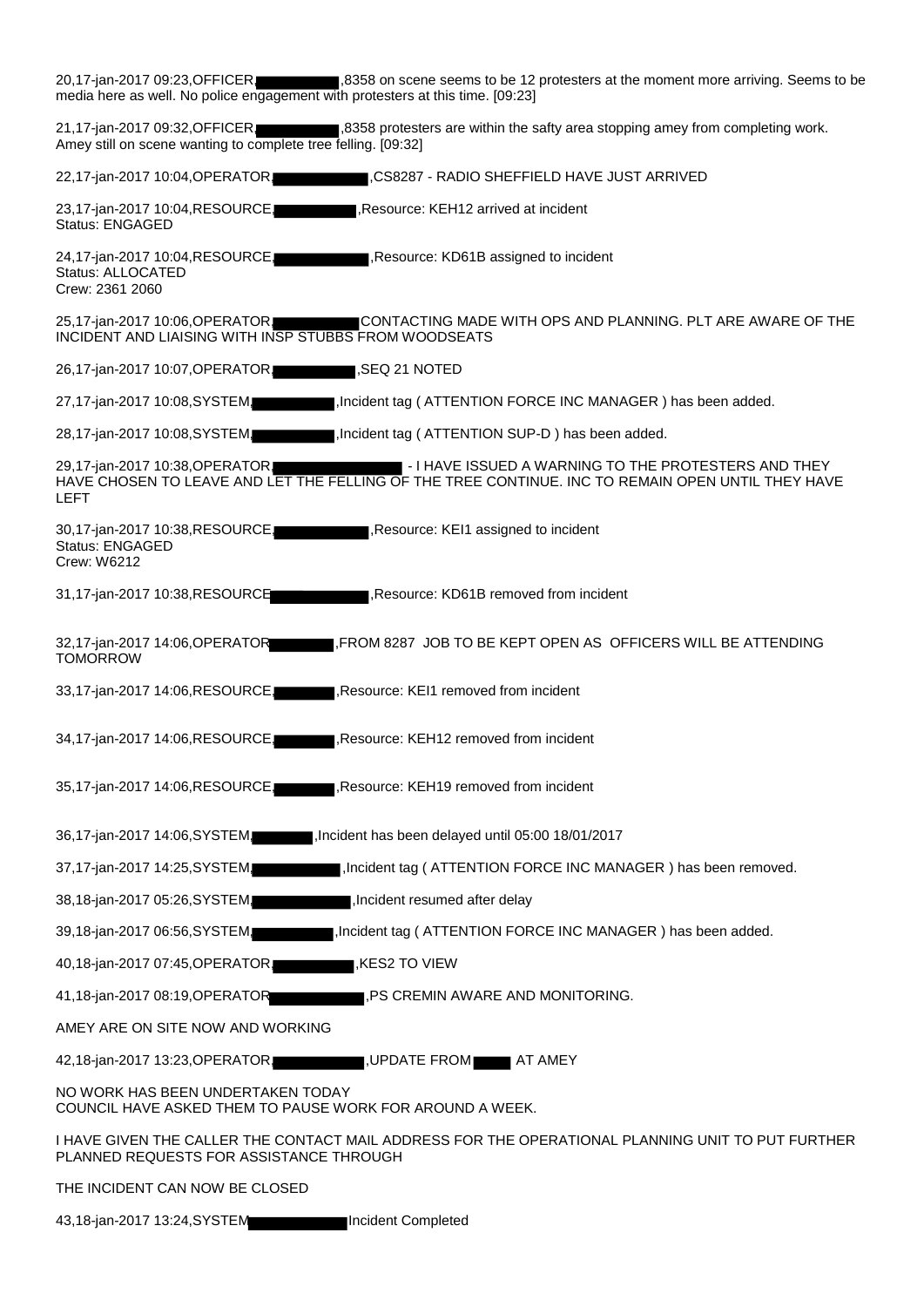20,17-jan-2017 09:23,OFFICER, ,8358 on scene seems to be 12 protesters at the moment more arriving. Seems to be media here as well. No police engagement with protesters at this time. [09:23]

21,17-jan-2017 09:32,OFFICER, ,8358 protesters are within the safty area stopping amey from completing work. Amey still on scene wanting to complete tree felling. [09:32]

22,17-jan-2017 10:04,OPERATOR, ,CS8287 - RADIO SHEFFIELD HAVE JUST ARRIVED

23,17-jan-2017 10:04,RESOURCE, ,Resource: KEH12 arrived at incident
Status: ENGAGED

24,17-jan-2017 10:04,RESOURCE, ,Resource: KD61B assigned to incident
Status: ALLOCATED
Crew: 2361 2060

25,17-jan-2017 10:06,OPERATOR, CONTACTING MADE WITH OPS AND PLANNING. PLT ARE AWARE OF THE INCIDENT AND LIAISING WITH INSP STUBBS FROM WOODSEATS

26,17-jan-2017 10:07,OPERATOR, ,SEQ 21 NOTED

27,17-jan-2017 10:08,SYSTEM, ,Incident tag ( ATTENTION FORCE INC MANAGER ) has been added.

28,17-jan-2017 10:08,SYSTEM, ,Incident tag ( ATTENTION SUP-D ) has been added.

29,17-jan-2017 10:38,OPERATOR, - I HAVE ISSUED A WARNING TO THE PROTESTERS AND THEY HAVE CHOSEN TO LEAVE AND LET THE FELLING OF THE TREE CONTINUE. INC TO REMAIN OPEN UNTIL THEY HAVE LEFT

30,17-jan-2017 10:38,RESOURCE, ,Resource: KEI1 assigned to incident
Status: ENGAGED
Crew: W6212

31,17-jan-2017 10:38,RESOURCE ,Resource: KD61B removed from incident

32,17-jan-2017 14:06,OPERATOR ,FROM 8287 JOB TO BE KEPT OPEN AS OFFICERS WILL BE ATTENDING TOMORROW

33,17-jan-2017 14:06,RESOURCE, ,Resource: KEI1 removed from incident

34,17-jan-2017 14:06,RESOURCE, ,Resource: KEH12 removed from incident

35,17-jan-2017 14:06,RESOURCE, ,Resource: KEH19 removed from incident

36,17-jan-2017 14:06,SYSTEM, ,Incident has been delayed until 05:00 18/01/2017

37,17-jan-2017 14:25,SYSTEM, ,Incident tag ( ATTENTION FORCE INC MANAGER ) has been removed.

38,18-jan-2017 05:26,SYSTEM, ,Incident resumed after delay

39,18-jan-2017 06:56,SYSTEM, ,Incident tag ( ATTENTION FORCE INC MANAGER ) has been added.

40,18-jan-2017 07:45,OPERATOR, ,KES2 TO VIEW

41,18-jan-2017 08:19,OPERATOR ,PS CREMIN AWARE AND MONITORING.

AMEY ARE ON SITE NOW AND WORKING

42,18-jan-2017 13:23,OPERATOR, ,UPDATE FROM AT AMEY

NO WORK HAS BEEN UNDERTAKEN TODAY
COUNCIL HAVE ASKED THEM TO PAUSE WORK FOR AROUND A WEEK.

I HAVE GIVEN THE CALLER THE CONTACT MAIL ADDRESS FOR THE OPERATIONAL PLANNING UNIT TO PUT FURTHER PLANNED REQUESTS FOR ASSISTANCE THROUGH

THE INCIDENT CAN NOW BE CLOSED

43,18-jan-2017 13:24,SYSTEM Incident Completed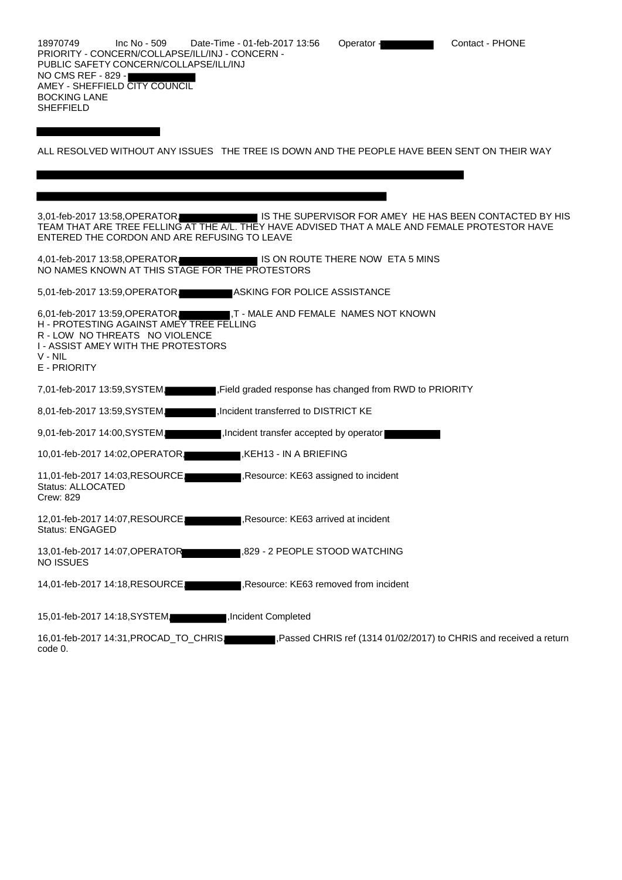18970749 Inc No - 509 Date-Time - 01-feb-2017 13:56 Operator - Contact - PHONE
PRIORITY - CONCERN/COLLAPSE/ILL/INJ - CONCERN -
PUBLIC SAFETY CONCERN/COLLAPSE/ILL/INJ
NO CMS REF - 829 -
AMEY - SHEFFIELD CITY COUNCIL
BOCKING LANE
SHEFFIELD

ALL RESOLVED WITHOUT ANY ISSUES THE TREE IS DOWN AND THE PEOPLE HAVE BEEN SENT ON THEIR WAY

3,01-feb-2017 13:58,OPERATOR, IS THE SUPERVISOR FOR AMEY HE HAS BEEN CONTACTED BY HIS TEAM THAT ARE TREE FELLING AT THE A/L. THEY HAVE ADVISED THAT A MALE AND FEMALE PROTESTOR HAVE ENTERED THE CORDON AND ARE REFUSING TO LEAVE

4,01-feb-2017 13:58,OPERATOR, IS ON ROUTE THERE NOW ETA 5 MINS
NO NAMES KNOWN AT THIS STAGE FOR THE PROTESTORS

5,01-feb-2017 13:59,OPERATOR, ASKING FOR POLICE ASSISTANCE

6,01-feb-2017 13:59,OPERATOR, ,T - MALE AND FEMALE NAMES NOT KNOWN
H - PROTESTING AGAINST AMEY TREE FELLING
R - LOW NO THREATS NO VIOLENCE
I - ASSIST AMEY WITH THE PROTESTORS
V - NIL
E - PRIORITY

7,01-feb-2017 13:59,SYSTEM, ,Field graded response has changed from RWD to PRIORITY

8,01-feb-2017 13:59,SYSTEM, ,Incident transferred to DISTRICT KE

9,01-feb-2017 14:00,SYSTEM, ,Incident transfer accepted by operator

10,01-feb-2017 14:02,OPERATOR, ,KEH13 - IN A BRIEFING

11,01-feb-2017 14:03,RESOURCE, ,Resource: KE63 assigned to incident
Status: ALLOCATED
Crew: 829

12,01-feb-2017 14:07,RESOURCE, ,Resource: KE63 arrived at incident
Status: ENGAGED

13,01-feb-2017 14:07,OPERATOR ,829 - 2 PEOPLE STOOD WATCHING
NO ISSUES

14,01-feb-2017 14:18,RESOURCE, ,Resource: KE63 removed from incident

15,01-feb-2017 14:18,SYSTEM, ,Incident Completed

16,01-feb-2017 14:31,PROCAD_TO_CHRIS, ,Passed CHRIS ref (1314 01/02/2017) to CHRIS and received a return code 0.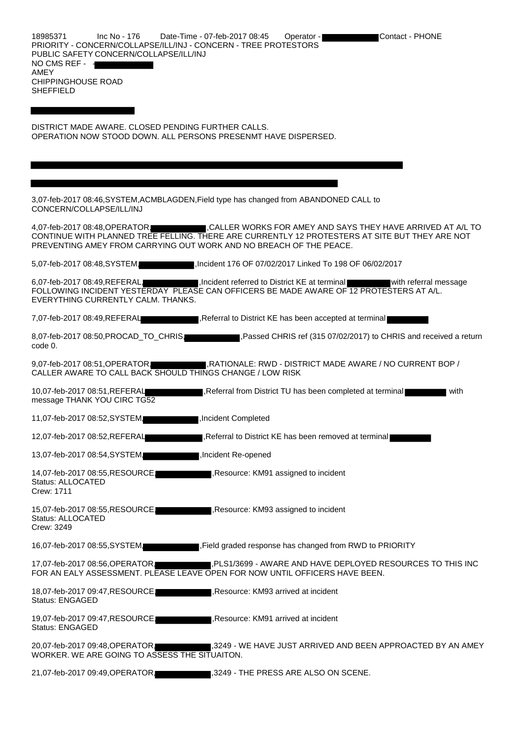18985371 Inc No - 176 Date-Time - 07-feb-2017 08:45 Operator - Contact - PHONE
PRIORITY - CONCERN/COLLAPSE/ILL/INJ - CONCERN - TREE PROTESTORS
PUBLIC SAFETY CONCERN/COLLAPSE/ILL/INJ
NO CMS REF -
AMEY
CHIPPINGHOUSE ROAD
SHEFFIELD

DISTRICT MADE AWARE. CLOSED PENDING FURTHER CALLS.
OPERATION NOW STOOD DOWN. ALL PERSONS PRESENMT HAVE DISPERSED.

3,07-feb-2017 08:46,SYSTEM,ACMBLAGDEN,Field type has changed from ABANDONED CALL to CONCERN/COLLAPSE/ILL/INJ

4,07-feb-2017 08:48,OPERATOR, ,CALLER WORKS FOR AMEY AND SAYS THEY HAVE ARRIVED AT A/L TO CONTINUE WITH PLANNED TREE FELLING. THERE ARE CURRENTLY 12 PROTESTERS AT SITE BUT THEY ARE NOT PREVENTING AMEY FROM CARRYING OUT WORK AND NO BREACH OF THE PEACE.

5,07-feb-2017 08:48,SYSTEM, ,Incident 176 OF 07/02/2017 Linked To 198 OF 06/02/2017

6,07-feb-2017 08:49,REFERAL, ,Incident referred to District KE at terminal with referral message FOLLOWING INCIDENT YESTERDAY PLEASE CAN OFFICERS BE MADE AWARE OF 12 PROTESTERS AT A/L. EVERYTHING CURRENTLY CALM. THANKS.

7,07-feb-2017 08:49,REFERAL ,Referral to District KE has been accepted at terminal

8,07-feb-2017 08:50,PROCAD_TO_CHRIS, ,Passed CHRIS ref (315 07/02/2017) to CHRIS and received a return code 0.

9,07-feb-2017 08:51,OPERATOR, ,RATIONALE: RWD - DISTRICT MADE AWARE / NO CURRENT BOP / CALLER AWARE TO CALL BACK SHOULD THINGS CHANGE / LOW RISK

10,07-feb-2017 08:51,REFERAL ,Referral from District TU has been completed at terminal with message THANK YOU CIRC TG52

11,07-feb-2017 08:52,SYSTEM, ,Incident Completed

12,07-feb-2017 08:52,REFERAL ,Referral to District KE has been removed at terminal

13,07-feb-2017 08:54,SYSTEM, ,Incident Re-opened

14,07-feb-2017 08:55,RESOURCE, ,Resource: KM91 assigned to incident
Status: ALLOCATED
Crew: 1711

15,07-feb-2017 08:55,RESOURCE, ,Resource: KM93 assigned to incident
Status: ALLOCATED
Crew: 3249

16,07-feb-2017 08:55,SYSTEM, ,Field graded response has changed from RWD to PRIORITY

17,07-feb-2017 08:56,OPERATOR, ,PLS1/3699 - AWARE AND HAVE DEPLOYED RESOURCES TO THIS INC FOR AN EALY ASSESSMENT. PLEASE LEAVE OPEN FOR NOW UNTIL OFFICERS HAVE BEEN.

18,07-feb-2017 09:47,RESOURCE, ,Resource: KM93 arrived at incident
Status: ENGAGED

19,07-feb-2017 09:47,RESOURCE, ,Resource: KM91 arrived at incident
Status: ENGAGED

20,07-feb-2017 09:48,OPERATOR, ,3249 - WE HAVE JUST ARRIVED AND BEEN APPROACTED BY AN AMEY WORKER. WE ARE GOING TO ASSESS THE SITUAITON.

21,07-feb-2017 09:49,OPERATOR, ,3249 - THE PRESS ARE ALSO ON SCENE.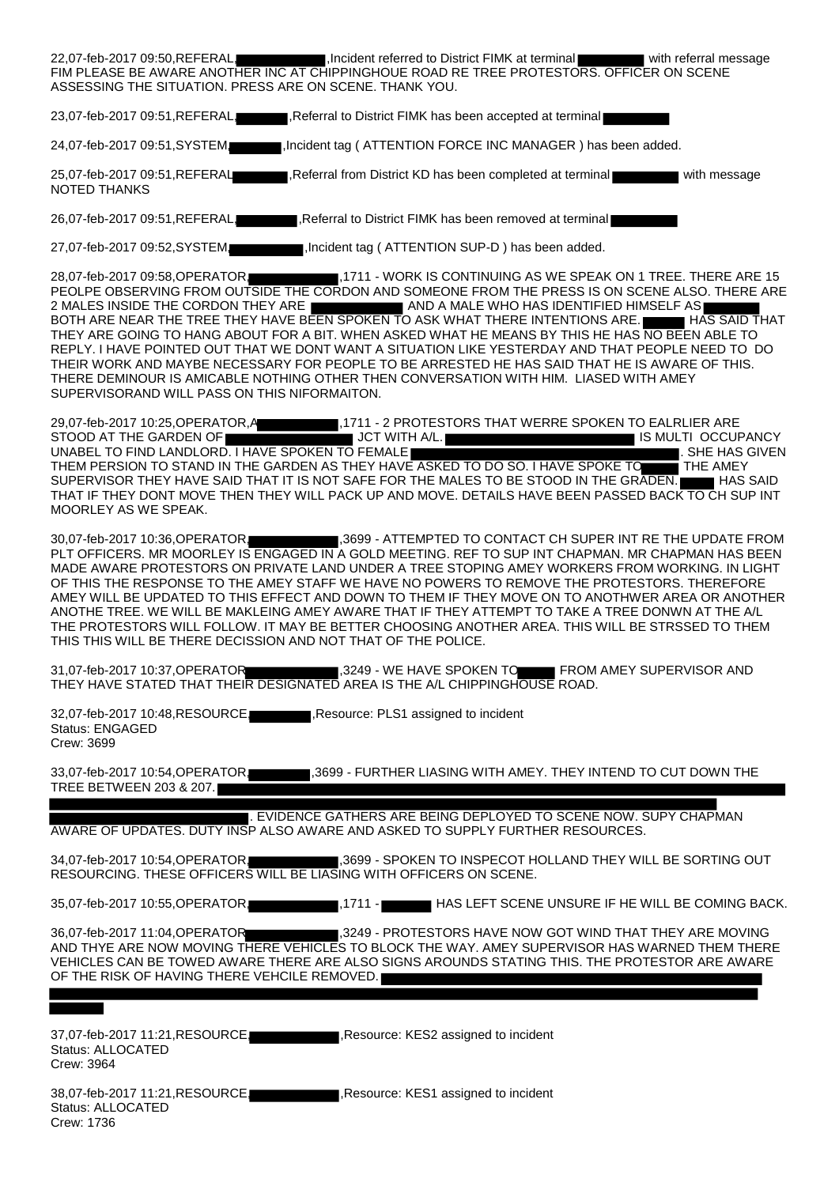22,07-feb-2017 09:50,REFERAL, ,Incident referred to District FIMK at terminal with referral message FIM PLEASE BE AWARE ANOTHER INC AT CHIPPINGHOUE ROAD RE TREE PROTESTORS. OFFICER ON SCENE ASSESSING THE SITUATION. PRESS ARE ON SCENE. THANK YOU.

23,07-feb-2017 09:51,REFERAL, ,Referral to District FIMK has been accepted at terminal

24,07-feb-2017 09:51,SYSTEM, ,Incident tag ( ATTENTION FORCE INC MANAGER ) has been added.

25,07-feb-2017 09:51,REFERAL ,Referral from District KD has been completed at terminal with message NOTED THANKS

26,07-feb-2017 09:51,REFERAL, ,Referral to District FIMK has been removed at terminal

27,07-feb-2017 09:52,SYSTEM, ,Incident tag ( ATTENTION SUP-D ) has been added.

28,07-feb-2017 09:58,OPERATOR, ,1711 - WORK IS CONTINUING AS WE SPEAK ON 1 TREE. THERE ARE 15 PEOLPE OBSERVING FROM OUTSIDE THE CORDON AND SOMEONE FROM THE PRESS IS ON SCENE ALSO. THERE ARE 2 MALES INSIDE THE CORDON THEY ARE AND A MALE WHO HAS IDENTIFIED HIMSELF AS BOTH ARE NEAR THE TREE THEY HAVE BEEN SPOKEN TO ASK WHAT THERE INTENTIONS ARE. HAS SAID THAT THEY ARE GOING TO HANG ABOUT FOR A BIT. WHEN ASKED WHAT HE MEANS BY THIS HE HAS NO BEEN ABLE TO REPLY. I HAVE POINTED OUT THAT WE DONT WANT A SITUATION LIKE YESTERDAY AND THAT PEOPLE NEED TO DO THEIR WORK AND MAYBE NECESSARY FOR PEOPLE TO BE ARRESTED HE HAS SAID THAT HE IS AWARE OF THIS. THERE DEMINOUR IS AMICABLE NOTHING OTHER THEN CONVERSATION WITH HIM. LIASED WITH AMEY SUPERVISORAND WILL PASS ON THIS NIFORMAITON.

29,07-feb-2017 10:25,OPERATOR,A ,1711 - 2 PROTESTORS THAT WERRE SPOKEN TO EALRLIER ARE STOOD AT THE GARDEN OF JCT WITH A/L. IS MULTI OCCUPANCY UNABEL TO FIND LANDLORD. I HAVE SPOKEN TO FEMALE . SHE HAS GIVEN THEM PERSION TO STAND IN THE GARDEN AS THEY HAVE ASKED TO DO SO. I HAVE SPOKE TO THE AMEY SUPERVISOR THEY HAVE SAID THAT IT IS NOT SAFE FOR THE MALES TO BE STOOD IN THE GRADEN. HAS SAID THAT IF THEY DONT MOVE THEN THEY WILL PACK UP AND MOVE. DETAILS HAVE BEEN PASSED BACK TO CH SUP INT MOORLEY AS WE SPEAK.

30,07-feb-2017 10:36,OPERATOR, ,3699 - ATTEMPTED TO CONTACT CH SUPER INT RE THE UPDATE FROM PLT OFFICERS. MR MOORLEY IS ENGAGED IN A GOLD MEETING. REF TO SUP INT CHAPMAN. MR CHAPMAN HAS BEEN MADE AWARE PROTESTORS ON PRIVATE LAND UNDER A TREE STOPING AMEY WORKERS FROM WORKING. IN LIGHT OF THIS THE RESPONSE TO THE AMEY STAFF WE HAVE NO POWERS TO REMOVE THE PROTESTORS. THEREFORE AMEY WILL BE UPDATED TO THIS EFFECT AND DOWN TO THEM IF THEY MOVE ON TO ANOTHWER AREA OR ANOTHER ANOTHE TREE. WE WILL BE MAKLEING AMEY AWARE THAT IF THEY ATTEMPT TO TAKE A TREE DONWN AT THE A/L THE PROTESTORS WILL FOLLOW. IT MAY BE BETTER CHOOSING ANOTHER AREA. THIS WILL BE STRSSED TO THEM THIS THIS WILL BE THERE DECISSION AND NOT THAT OF THE POLICE.

31,07-feb-2017 10:37,OPERATOR ,3249 - WE HAVE SPOKEN TO FROM AMEY SUPERVISOR AND THEY HAVE STATED THAT THEIR DESIGNATED AREA IS THE A/L CHIPPINGHOUSE ROAD.

32,07-feb-2017 10:48,RESOURCE, ,Resource: PLS1 assigned to incident
Status: ENGAGED
Crew: 3699

33,07-feb-2017 10:54,OPERATOR, ,3699 - FURTHER LIASING WITH AMEY. THEY INTEND TO CUT DOWN THE TREE BETWEEN 203 & 207. . EVIDENCE GATHERS ARE BEING DEPLOYED TO SCENE NOW. SUPY CHAPMAN AWARE OF UPDATES. DUTY INSP ALSO AWARE AND ASKED TO SUPPLY FURTHER RESOURCES.

34,07-feb-2017 10:54,OPERATOR, ,3699 - SPOKEN TO INSPECOT HOLLAND THEY WILL BE SORTING OUT RESOURCING. THESE OFFICERS WILL BE LIASING WITH OFFICERS ON SCENE.

35,07-feb-2017 10:55,OPERATOR, ,1711 - HAS LEFT SCENE UNSURE IF HE WILL BE COMING BACK.

36,07-feb-2017 11:04,OPERATOR ,3249 - PROTESTORS HAVE NOW GOT WIND THAT THEY ARE MOVING AND THYE ARE NOW MOVING THERE VEHICLES TO BLOCK THE WAY. AMEY SUPERVISOR HAS WARNED THEM THERE VEHICLES CAN BE TOWED AWARE THERE ARE ALSO SIGNS AROUNDS STATING THIS. THE PROTESTOR ARE AWARE OF THE RISK OF HAVING THERE VEHCILE REMOVED.

37,07-feb-2017 11:21,RESOURCE, ,Resource: KES2 assigned to incident
Status: ALLOCATED
Crew: 3964

38,07-feb-2017 11:21,RESOURCE, ,Resource: KES1 assigned to incident
Status: ALLOCATED
Crew: 1736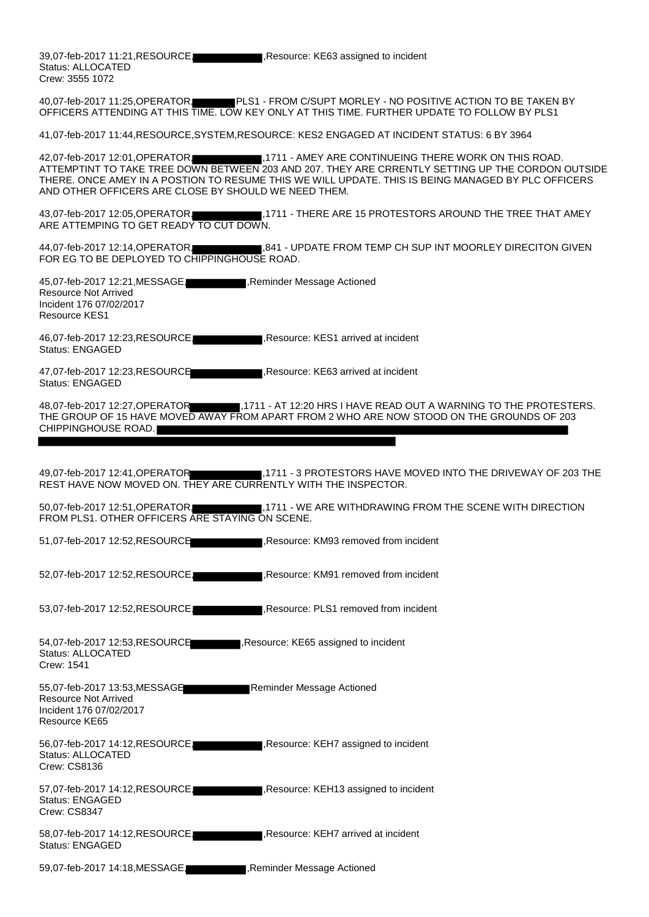39,07-feb-2017 11:21,RESOURCE, ,Resource: KE63 assigned to incident
Status: ALLOCATED
Crew: 3555 1072

40,07-feb-2017 11:25,OPERATOR, PLS1 - FROM C/SUPT MORLEY - NO POSITIVE ACTION TO BE TAKEN BY OFFICERS ATTENDING AT THIS TIME. LOW KEY ONLY AT THIS TIME. FURTHER UPDATE TO FOLLOW BY PLS1

41,07-feb-2017 11:44,RESOURCE,SYSTEM,RESOURCE: KES2 ENGAGED AT INCIDENT STATUS: 6 BY 3964

42,07-feb-2017 12:01,OPERATOR, ,1711 - AMEY ARE CONTINUEING THERE WORK ON THIS ROAD. ATTEMPTINT TO TAKE TREE DOWN BETWEEN 203 AND 207. THEY ARE CRRENTLY SETTING UP THE CORDON OUTSIDE THERE. ONCE AMEY IN A POSTION TO RESUME THIS WE WILL UPDATE. THIS IS BEING MANAGED BY PLC OFFICERS AND OTHER OFFICERS ARE CLOSE BY SHOULD WE NEED THEM.

43,07-feb-2017 12:05,OPERATOR, ,1711 - THERE ARE 15 PROTESTORS AROUND THE TREE THAT AMEY ARE ATTEMPING TO GET READY TO CUT DOWN.

44,07-feb-2017 12:14,OPERATOR, ,841 - UPDATE FROM TEMP CH SUP INT MOORLEY DIRECITON GIVEN FOR EG TO BE DEPLOYED TO CHIPPINGHOUSE ROAD.

45,07-feb-2017 12:21,MESSAGE, ,Reminder Message Actioned
Resource Not Arrived
Incident 176 07/02/2017
Resource KES1

46,07-feb-2017 12:23,RESOURCE, ,Resource: KES1 arrived at incident
Status: ENGAGED

47,07-feb-2017 12:23,RESOURCE ,Resource: KE63 arrived at incident
Status: ENGAGED

48,07-feb-2017 12:27,OPERATOR ,1711 - AT 12:20 HRS I HAVE READ OUT A WARNING TO THE PROTESTERS. THE GROUP OF 15 HAVE MOVED AWAY FROM APART FROM 2 WHO ARE NOW STOOD ON THE GROUNDS OF 203 CHIPPINGHOUSE ROAD.

49,07-feb-2017 12:41,OPERATOR ,1711 - 3 PROTESTORS HAVE MOVED INTO THE DRIVEWAY OF 203 THE REST HAVE NOW MOVED ON. THEY ARE CURRENTLY WITH THE INSPECTOR.

50,07-feb-2017 12:51,OPERATOR, ,1711 - WE ARE WITHDRAWING FROM THE SCENE WITH DIRECTION FROM PLS1. OTHER OFFICERS ARE STAYING ON SCENE.

51,07-feb-2017 12:52,RESOURCE ,Resource: KM93 removed from incident

52,07-feb-2017 12:52,RESOURCE, ,Resource: KM91 removed from incident

53,07-feb-2017 12:52,RESOURCE, ,Resource: PLS1 removed from incident

54,07-feb-2017 12:53,RESOURCE ,Resource: KE65 assigned to incident
Status: ALLOCATED
Crew: 1541

55,07-feb-2017 13:53,MESSAGE Reminder Message Actioned
Resource Not Arrived
Incident 176 07/02/2017
Resource KE65

56,07-feb-2017 14:12,RESOURCE, ,Resource: KEH7 assigned to incident
Status: ALLOCATED
Crew: CS8136

57,07-feb-2017 14:12,RESOURCE, ,Resource: KEH13 assigned to incident
Status: ENGAGED
Crew: CS8347

58,07-feb-2017 14:12,RESOURCE, ,Resource: KEH7 arrived at incident
Status: ENGAGED

59,07-feb-2017 14:18,MESSAGE, ,Reminder Message Actioned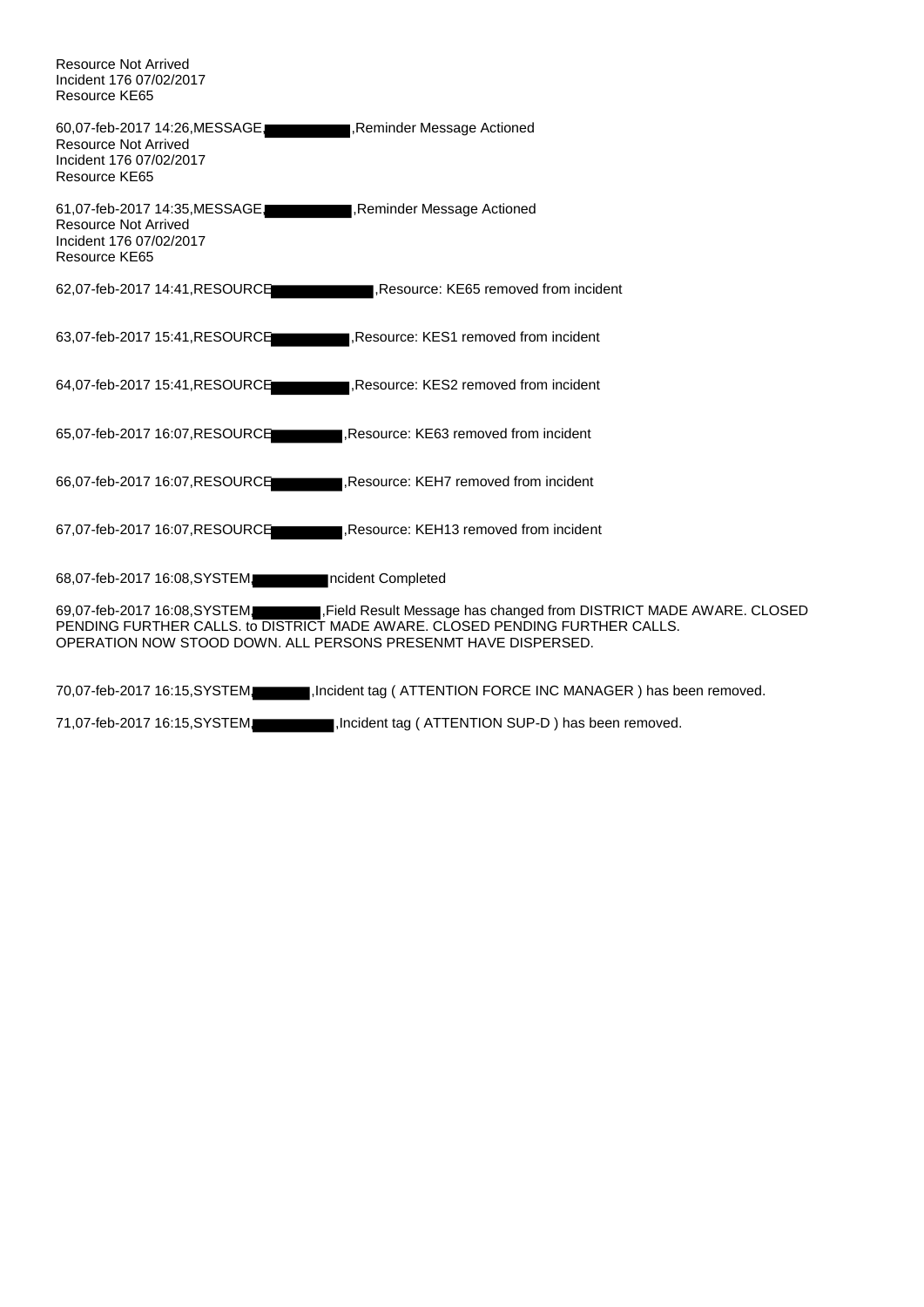Resource Not Arrived
Incident 176 07/02/2017
Resource KE65

60,07-feb-2017 14:26,MESSAGE, ,Reminder Message Actioned
Resource Not Arrived
Incident 176 07/02/2017
Resource KE65

61,07-feb-2017 14:35,MESSAGE, ,Reminder Message Actioned
Resource Not Arrived
Incident 176 07/02/2017
Resource KE65

62,07-feb-2017 14:41,RESOURCE ,Resource: KE65 removed from incident

63,07-feb-2017 15:41,RESOURCE ,Resource: KES1 removed from incident

64,07-feb-2017 15:41,RESOURCE ,Resource: KES2 removed from incident

65,07-feb-2017 16:07,RESOURCE ,Resource: KE63 removed from incident

66,07-feb-2017 16:07,RESOURCE ,Resource: KEH7 removed from incident

67,07-feb-2017 16:07,RESOURCE ,Resource: KEH13 removed from incident

68,07-feb-2017 16:08,SYSTEM, ncident Completed

69,07-feb-2017 16:08,SYSTEM, ,Field Result Message has changed from DISTRICT MADE AWARE. CLOSED PENDING FURTHER CALLS. to DISTRICT MADE AWARE. CLOSED PENDING FURTHER CALLS.
OPERATION NOW STOOD DOWN. ALL PERSONS PRESENMT HAVE DISPERSED.

70,07-feb-2017 16:15,SYSTEM, ,Incident tag ( ATTENTION FORCE INC MANAGER ) has been removed.

71,07-feb-2017 16:15,SYSTEM, ,Incident tag ( ATTENTION SUP-D ) has been removed.